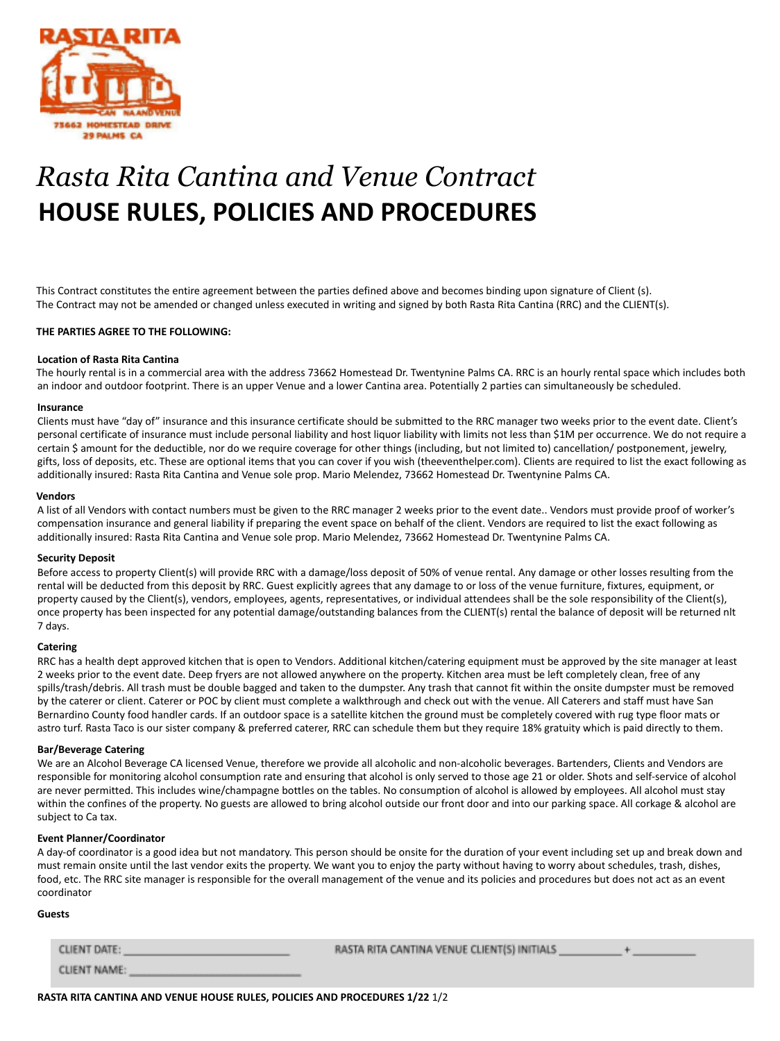RASTA RITA

73662 HOMESTEAD DRIVE
29 PALMS CA

# *Rasta Rita Cantina and Venue Contract*
# HOUSE RULES, POLICIES AND PROCEDURES

This Contract constitutes the entire agreement between the parties defined above and becomes binding upon signature of Client (s). The Contract may not be amended or changed unless executed in writing and signed by both Rasta Rita Cantina (RRC) and the CLIENT(s).

**THE PARTIES AGREE TO THE FOLLOWING:**

**Location of Rasta Rita Cantina**

The hourly rental is in a commercial area with the address 73662 Homestead Dr. Twentynine Palms CA. RRC is an hourly rental space which includes both an indoor and outdoor footprint. There is an upper Venue and a lower Cantina area. Potentially 2 parties can simultaneously be scheduled.

**Insurance**

Clients must have "day of" insurance and this insurance certificate should be submitted to the RRC manager two weeks prior to the event date. Client's personal certificate of insurance must include personal liability and host liquor liability with limits not less than $1M per occurrence. We do not require a certain $ amount for the deductible, nor do we require coverage for other things (including, but not limited to) cancellation/ postponement, jewelry, gifts, loss of deposits, etc. These are optional items that you can cover if you wish (theeventhelper.com). Clients are required to list the exact following as additionally insured: Rasta Rita Cantina and Venue sole prop. Mario Melendez, 73662 Homestead Dr. Twentynine Palms CA.

**Vendors**

A list of all Vendors with contact numbers must be given to the RRC manager 2 weeks prior to the event date.. Vendors must provide proof of worker's compensation insurance and general liability if preparing the event space on behalf of the client. Vendors are required to list the exact following as additionally insured: Rasta Rita Cantina and Venue sole prop. Mario Melendez, 73662 Homestead Dr. Twentynine Palms CA.

**Security Deposit**

Before access to property Client(s) will provide RRC with a damage/loss deposit of 50% of venue rental. Any damage or other losses resulting from the rental will be deducted from this deposit by RRC. Guest explicitly agrees that any damage to or loss of the venue furniture, fixtures, equipment, or property caused by the Client(s), vendors, employees, agents, representatives, or individual attendees shall be the sole responsibility of the Client(s), once property has been inspected for any potential damage/outstanding balances from the CLIENT(s) rental the balance of deposit will be returned nlt 7 days.

**Catering**

RRC has a health dept approved kitchen that is open to Vendors. Additional kitchen/catering equipment must be approved by the site manager at least 2 weeks prior to the event date. Deep fryers are not allowed anywhere on the property. Kitchen area must be left completely clean, free of any spills/trash/debris. All trash must be double bagged and taken to the dumpster. Any trash that cannot fit within the onsite dumpster must be removed by the caterer or client. Caterer or POC by client must complete a walkthrough and check out with the venue. All Caterers and staff must have San Bernardino County food handler cards. If an outdoor space is a satellite kitchen the ground must be completely covered with rug type floor mats or astro turf. Rasta Taco is our sister company & preferred caterer, RRC can schedule them but they require 18% gratuity which is paid directly to them.

**Bar/Beverage Catering**

We are an Alcohol Beverage CA licensed Venue, therefore we provide all alcoholic and non-alcoholic beverages. Bartenders, Clients and Vendors are responsible for monitoring alcohol consumption rate and ensuring that alcohol is only served to those age 21 or older. Shots and self-service of alcohol are never permitted. This includes wine/champagne bottles on the tables. No consumption of alcohol is allowed by employees. All alcohol must stay within the confines of the property. No guests are allowed to bring alcohol outside our front door and into our parking space. All corkage & alcohol are subject to Ca tax.

**Event Planner/Coordinator**

A day-of coordinator is a good idea but not mandatory. This person should be onsite for the duration of your event including set up and break down and must remain onsite until the last vendor exits the property. We want you to enjoy the party without having to worry about schedules, trash, dishes, food, etc. The RRC site manager is responsible for the overall management of the venue and its policies and procedures but does not act as an event coordinator

**Guests**

CLIENT DATE: ____________________ RASTA RITA CANTINA VENUE CLIENT(S) INITIALS ________ + ________

CLIENT NAME: ____________________

**RASTA RITA CANTINA AND VENUE HOUSE RULES, POLICIES AND PROCEDURES 1/22**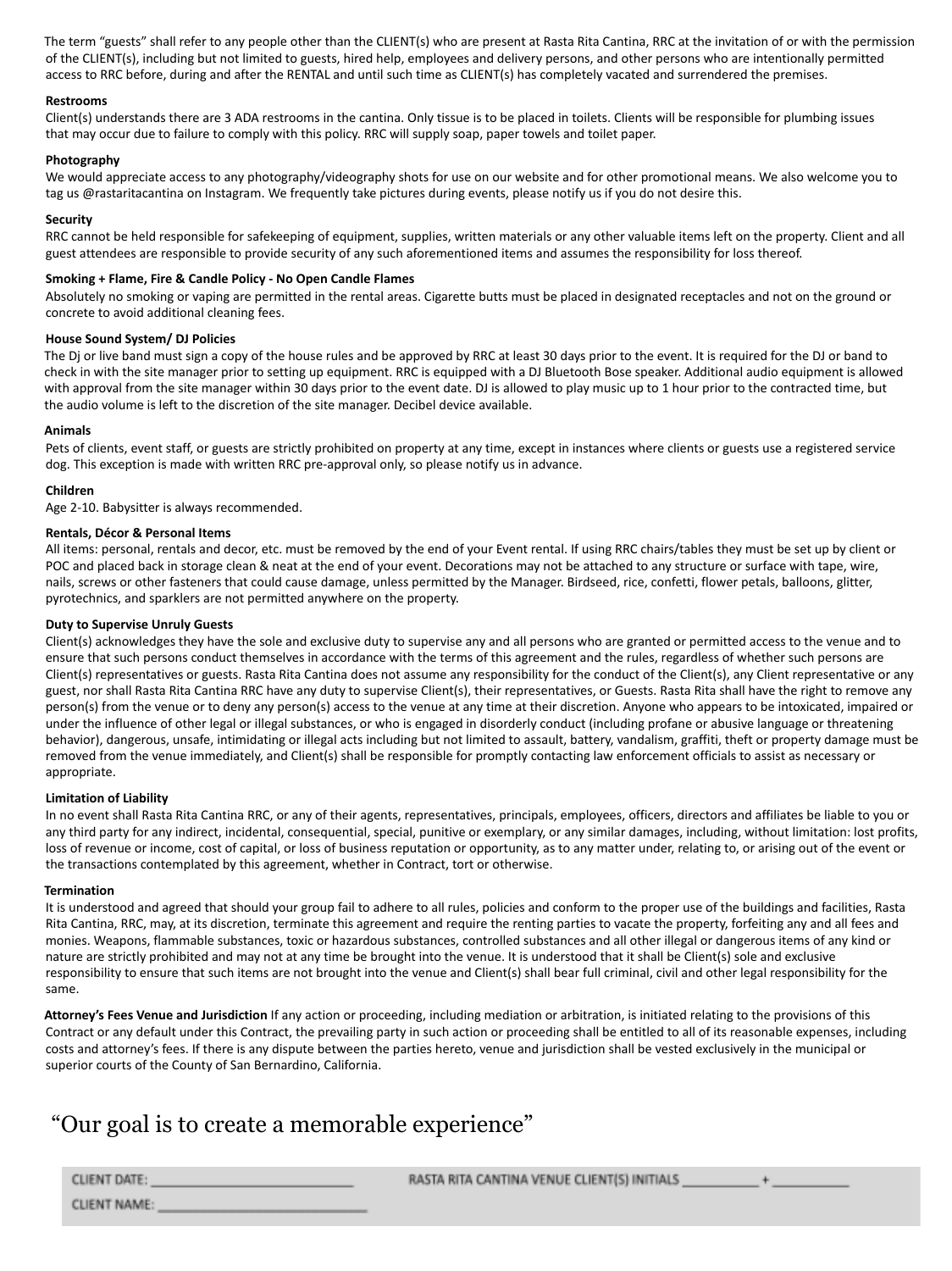The term "guests" shall refer to any people other than the CLIENT(s) who are present at Rasta Rita Cantina, RRC at the invitation of or with the permission of the CLIENT(s), including but not limited to guests, hired help, employees and delivery persons, and other persons who are intentionally permitted access to RRC before, during and after the RENTAL and until such time as CLIENT(s) has completely vacated and surrendered the premises.

**Restrooms**

Client(s) understands there are 3 ADA restrooms in the cantina. Only tissue is to be placed in toilets. Clients will be responsible for plumbing issues that may occur due to failure to comply with this policy. RRC will supply soap, paper towels and toilet paper.

**Photography**

We would appreciate access to any photography/videography shots for use on our website and for other promotional means. We also welcome you to tag us @rastaritacantina on Instagram. We frequently take pictures during events, please notify us if you do not desire this.

**Security**

RRC cannot be held responsible for safekeeping of equipment, supplies, written materials or any other valuable items left on the property. Client and all guest attendees are responsible to provide security of any such aforementioned items and assumes the responsibility for loss thereof.

**Smoking + Flame, Fire & Candle Policy - No Open Candle Flames**

Absolutely no smoking or vaping are permitted in the rental areas. Cigarette butts must be placed in designated receptacles and not on the ground or concrete to avoid additional cleaning fees.

**House Sound System/ DJ Policies**

The Dj or live band must sign a copy of the house rules and be approved by RRC at least 30 days prior to the event. It is required for the DJ or band to check in with the site manager prior to setting up equipment. RRC is equipped with a DJ Bluetooth Bose speaker. Additional audio equipment is allowed with approval from the site manager within 30 days prior to the event date. DJ is allowed to play music up to 1 hour prior to the contracted time, but the audio volume is left to the discretion of the site manager. Decibel device available.

**Animals**

Pets of clients, event staff, or guests are strictly prohibited on property at any time, except in instances where clients or guests use a registered service dog. This exception is made with written RRC pre-approval only, so please notify us in advance.

**Children**

Age 2-10. Babysitter is always recommended.

**Rentals, Décor & Personal Items**

All items: personal, rentals and decor, etc. must be removed by the end of your Event rental. If using RRC chairs/tables they must be set up by client or POC and placed back in storage clean & neat at the end of your event. Decorations may not be attached to any structure or surface with tape, wire, nails, screws or other fasteners that could cause damage, unless permitted by the Manager. Birdseed, rice, confetti, flower petals, balloons, glitter, pyrotechnics, and sparklers are not permitted anywhere on the property.

**Duty to Supervise Unruly Guests**

Client(s) acknowledges they have the sole and exclusive duty to supervise any and all persons who are granted or permitted access to the venue and to ensure that such persons conduct themselves in accordance with the terms of this agreement and the rules, regardless of whether such persons are Client(s) representatives or guests. Rasta Rita Cantina does not assume any responsibility for the conduct of the Client(s), any Client representative or any guest, nor shall Rasta Rita Cantina RRC have any duty to supervise Client(s), their representatives, or Guests. Rasta Rita shall have the right to remove any person(s) from the venue or to deny any person(s) access to the venue at any time at their discretion. Anyone who appears to be intoxicated, impaired or under the influence of other legal or illegal substances, or who is engaged in disorderly conduct (including profane or abusive language or threatening behavior), dangerous, unsafe, intimidating or illegal acts including but not limited to assault, battery, vandalism, graffiti, theft or property damage must be removed from the venue immediately, and Client(s) shall be responsible for promptly contacting law enforcement officials to assist as necessary or appropriate.

**Limitation of Liability**

In no event shall Rasta Rita Cantina RRC, or any of their agents, representatives, principals, employees, officers, directors and affiliates be liable to you or any third party for any indirect, incidental, consequential, special, punitive or exemplary, or any similar damages, including, without limitation: lost profits, loss of revenue or income, cost of capital, or loss of business reputation or opportunity, as to any matter under, relating to, or arising out of the event or the transactions contemplated by this agreement, whether in Contract, tort or otherwise.

**Termination**

It is understood and agreed that should your group fail to adhere to all rules, policies and conform to the proper use of the buildings and facilities, Rasta Rita Cantina, RRC, may, at its discretion, terminate this agreement and require the renting parties to vacate the property, forfeiting any and all fees and monies. Weapons, flammable substances, toxic or hazardous substances, controlled substances and all other illegal or dangerous items of any kind or nature are strictly prohibited and may not at any time be brought into the venue. It is understood that it shall be Client(s) sole and exclusive responsibility to ensure that such items are not brought into the venue and Client(s) shall bear full criminal, civil and other legal responsibility for the same.

**Attorney's Fees Venue and Jurisdiction** If any action or proceeding, including mediation or arbitration, is initiated relating to the provisions of this Contract or any default under this Contract, the prevailing party in such action or proceeding shall be entitled to all of its reasonable expenses, including costs and attorney's fees. If there is any dispute between the parties hereto, venue and jurisdiction shall be vested exclusively in the municipal or superior courts of the County of San Bernardino, California.

## "Our goal is to create a memorable experience"

CLIENT DATE: ____________________________ RASTA RITA CANTINA VENUE CLIENT(S) INITIALS ___________ + ___________

CLIENT NAME: ____________________________